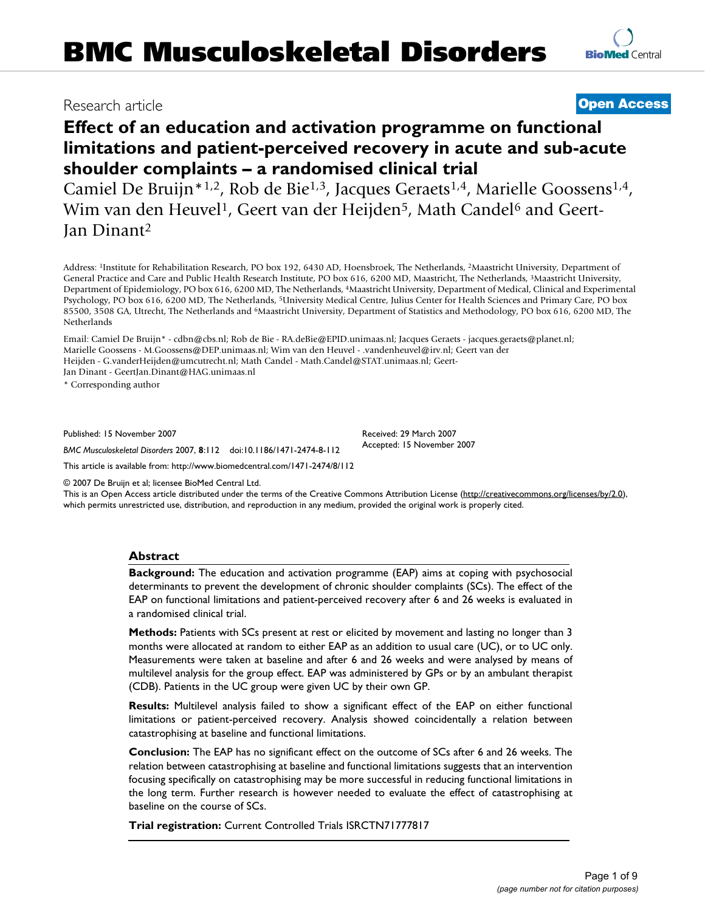# BMC Musculoskeletal Disorders

Research article

**Open Access**

# Effect of an education and activation programme on functional limitations and patient-perceived recovery in acute and sub-acute shoulder complaints – a randomised clinical trial

Camiel De Bruijn*[1,2], Rob de Bie[1,3], Jacques Geraets[1,4], Marielle Goossens[1,4], Wim van den Heuvel[1], Geert van der Heijden[5], Math Candel[6] and Geert-Jan Dinant[2]

Address: [1]Institute for Rehabilitation Research, PO box 192, 6430 AD, Hoensbroek, The Netherlands, [2]Maastricht University, Department of General Practice and Care and Public Health Research Institute, PO box 616, 6200 MD, Maastricht, The Netherlands, [3]Maastricht University, Department of Epidemiology, PO box 616, 6200 MD, The Netherlands, [4]Maastricht University, Department of Medical, Clinical and Experimental Psychology, PO box 616, 6200 MD, The Netherlands, [5]University Medical Centre, Julius Center for Health Sciences and Primary Care, PO box 85500, 3508 GA, Utrecht, The Netherlands and [6]Maastricht University, Department of Statistics and Methodology, PO box 616, 6200 MD, The Netherlands

Email: Camiel De Bruijn* - cdbn@cbs.nl; Rob de Bie - RA.deBie@EPID.unimaas.nl; Jacques Geraets - jacques.geraets@planet.nl; Marielle Goossens - M.Goossens@DEP.unimaas.nl; Wim van den Heuvel - .vandenheuvel@irv.nl; Geert van der Heijden - G.vanderHeijden@umcutrecht.nl; Math Candel - Math.Candel@STAT.unimaas.nl; Geert-Jan Dinant - GeertJan.Dinant@HAG.unimaas.nl

\* Corresponding author

Published: 15 November 2007

*BMC Musculoskeletal Disorders* 2007, **8**:112 doi:10.1186/1471-2474-8-112

Received: 29 March 2007
Accepted: 15 November 2007

This article is available from: http://www.biomedcentral.com/1471-2474/8/112

© 2007 De Bruijn et al; licensee BioMed Central Ltd.
This is an Open Access article distributed under the terms of the Creative Commons Attribution License (http://creativecommons.org/licenses/by/2.0), which permits unrestricted use, distribution, and reproduction in any medium, provided the original work is properly cited.

## Abstract

**Background:** The education and activation programme (EAP) aims at coping with psychosocial determinants to prevent the development of chronic shoulder complaints (SCs). The effect of the EAP on functional limitations and patient-perceived recovery after 6 and 26 weeks is evaluated in a randomised clinical trial.

**Methods:** Patients with SCs present at rest or elicited by movement and lasting no longer than 3 months were allocated at random to either EAP as an addition to usual care (UC), or to UC only. Measurements were taken at baseline and after 6 and 26 weeks and were analysed by means of multilevel analysis for the group effect. EAP was administered by GPs or by an ambulant therapist (CDB). Patients in the UC group were given UC by their own GP.

**Results:** Multilevel analysis failed to show a significant effect of the EAP on either functional limitations or patient-perceived recovery. Analysis showed coincidentally a relation between catastrophising at baseline and functional limitations.

**Conclusion:** The EAP has no significant effect on the outcome of SCs after 6 and 26 weeks. The relation between catastrophising at baseline and functional limitations suggests that an intervention focusing specifically on catastrophising may be more successful in reducing functional limitations in the long term. Further research is however needed to evaluate the effect of catastrophising at baseline on the course of SCs.

**Trial registration:** Current Controlled Trials ISRCTN71777817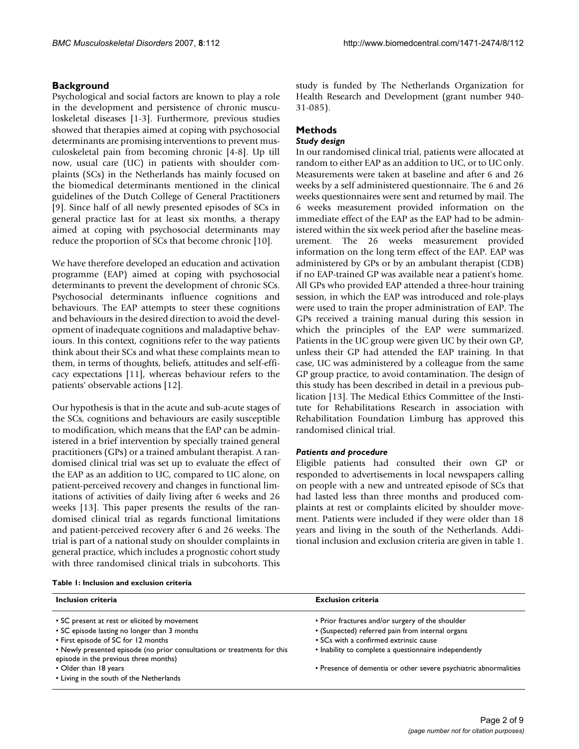## Background

Psychological and social factors are known to play a role in the development and persistence of chronic musculoskeletal diseases [1-3]. Furthermore, previous studies showed that therapies aimed at coping with psychosocial determinants are promising interventions to prevent musculoskeletal pain from becoming chronic [4-8]. Up till now, usual care (UC) in patients with shoulder complaints (SCs) in the Netherlands has mainly focused on the biomedical determinants mentioned in the clinical guidelines of the Dutch College of General Practitioners [9]. Since half of all newly presented episodes of SCs in general practice last for at least six months, a therapy aimed at coping with psychosocial determinants may reduce the proportion of SCs that become chronic [10].

We have therefore developed an education and activation programme (EAP) aimed at coping with psychosocial determinants to prevent the development of chronic SCs. Psychosocial determinants influence cognitions and behaviours. The EAP attempts to steer these cognitions and behaviours in the desired direction to avoid the development of inadequate cognitions and maladaptive behaviours. In this context, cognitions refer to the way patients think about their SCs and what these complaints mean to them, in terms of thoughts, beliefs, attitudes and self-efficacy expectations [11], whereas behaviour refers to the patients' observable actions [12].

Our hypothesis is that in the acute and sub-acute stages of the SCs, cognitions and behaviours are easily susceptible to modification, which means that the EAP can be administered in a brief intervention by specially trained general practitioners (GPs) or a trained ambulant therapist. A randomised clinical trial was set up to evaluate the effect of the EAP as an addition to UC, compared to UC alone, on patient-perceived recovery and changes in functional limitations of activities of daily living after 6 weeks and 26 weeks [13]. This paper presents the results of the randomised clinical trial as regards functional limitations and patient-perceived recovery after 6 and 26 weeks. The trial is part of a national study on shoulder complaints in general practice, which includes a prognostic cohort study with three randomised clinical trials in subcohorts. This study is funded by The Netherlands Organization for Health Research and Development (grant number 940-31-085).

## Methods

### *Study design*

In our randomised clinical trial, patients were allocated at random to either EAP as an addition to UC, or to UC only. Measurements were taken at baseline and after 6 and 26 weeks by a self administered questionnaire. The 6 and 26 weeks questionnaires were sent and returned by mail. The 6 weeks measurement provided information on the immediate effect of the EAP as the EAP had to be administered within the six week period after the baseline measurement. The 26 weeks measurement provided information on the long term effect of the EAP. EAP was administered by GPs or by an ambulant therapist (CDB) if no EAP-trained GP was available near a patient's home. All GPs who provided EAP attended a three-hour training session, in which the EAP was introduced and role-plays were used to train the proper administration of EAP. The GPs received a training manual during this session in which the principles of the EAP were summarized. Patients in the UC group were given UC by their own GP, unless their GP had attended the EAP training. In that case, UC was administered by a colleague from the same GP group practice, to avoid contamination. The design of this study has been described in detail in a previous publication [13]. The Medical Ethics Committee of the Institute for Rehabilitations Research in association with Rehabilitation Foundation Limburg has approved this randomised clinical trial.

### *Patients and procedure*

Eligible patients had consulted their own GP or responded to advertisements in local newspapers calling on people with a new and untreated episode of SCs that had lasted less than three months and produced complaints at rest or complaints elicited by shoulder movement. Patients were included if they were older than 18 years and living in the south of the Netherlands. Additional inclusion and exclusion criteria are given in table 1.

**Table 1: Inclusion and exclusion criteria**

| Inclusion criteria | Exclusion criteria |
|---|---|
| • SC present at rest or elicited by movement | • Prior fractures and/or surgery of the shoulder |
| • SC episode lasting no longer than 3 months | • (Suspected) referred pain from internal organs |
| • First episode of SC for 12 months | • SCs with a confirmed extrinsic cause |
| • Newly presented episode (no prior consultations or treatments for this episode in the previous three months) | • Inability to complete a questionnaire independently |
| • Older than 18 years | • Presence of dementia or other severe psychiatric abnormalities |
| • Living in the south of the Netherlands | |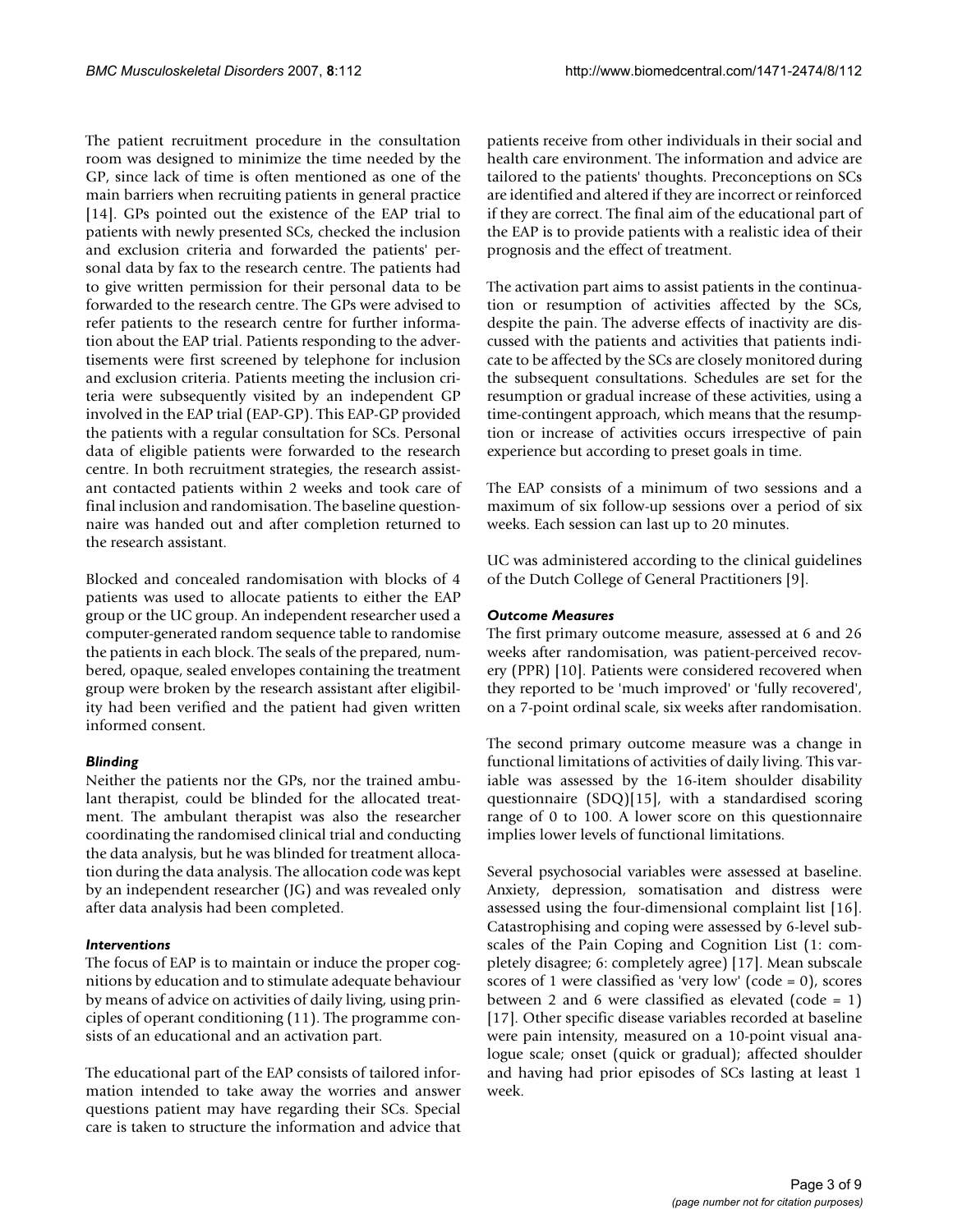The patient recruitment procedure in the consultation room was designed to minimize the time needed by the GP, since lack of time is often mentioned as one of the main barriers when recruiting patients in general practice [14]. GPs pointed out the existence of the EAP trial to patients with newly presented SCs, checked the inclusion and exclusion criteria and forwarded the patients' personal data by fax to the research centre. The patients had to give written permission for their personal data to be forwarded to the research centre. The GPs were advised to refer patients to the research centre for further information about the EAP trial. Patients responding to the advertisements were first screened by telephone for inclusion and exclusion criteria. Patients meeting the inclusion criteria were subsequently visited by an independent GP involved in the EAP trial (EAP-GP). This EAP-GP provided the patients with a regular consultation for SCs. Personal data of eligible patients were forwarded to the research centre. In both recruitment strategies, the research assistant contacted patients within 2 weeks and took care of final inclusion and randomisation. The baseline questionnaire was handed out and after completion returned to the research assistant.

Blocked and concealed randomisation with blocks of 4 patients was used to allocate patients to either the EAP group or the UC group. An independent researcher used a computer-generated random sequence table to randomise the patients in each block. The seals of the prepared, numbered, opaque, sealed envelopes containing the treatment group were broken by the research assistant after eligibility had been verified and the patient had given written informed consent.

### *Blinding*

Neither the patients nor the GPs, nor the trained ambulant therapist, could be blinded for the allocated treatment. The ambulant therapist was also the researcher coordinating the randomised clinical trial and conducting the data analysis, but he was blinded for treatment allocation during the data analysis. The allocation code was kept by an independent researcher (JG) and was revealed only after data analysis had been completed.

### *Interventions*

The focus of EAP is to maintain or induce the proper cognitions by education and to stimulate adequate behaviour by means of advice on activities of daily living, using principles of operant conditioning (11). The programme consists of an educational and an activation part.

The educational part of the EAP consists of tailored information intended to take away the worries and answer questions patient may have regarding their SCs. Special care is taken to structure the information and advice that patients receive from other individuals in their social and health care environment. The information and advice are tailored to the patients' thoughts. Preconceptions on SCs are identified and altered if they are incorrect or reinforced if they are correct. The final aim of the educational part of the EAP is to provide patients with a realistic idea of their prognosis and the effect of treatment.

The activation part aims to assist patients in the continuation or resumption of activities affected by the SCs, despite the pain. The adverse effects of inactivity are discussed with the patients and activities that patients indicate to be affected by the SCs are closely monitored during the subsequent consultations. Schedules are set for the resumption or gradual increase of these activities, using a time-contingent approach, which means that the resumption or increase of activities occurs irrespective of pain experience but according to preset goals in time.

The EAP consists of a minimum of two sessions and a maximum of six follow-up sessions over a period of six weeks. Each session can last up to 20 minutes.

UC was administered according to the clinical guidelines of the Dutch College of General Practitioners [9].

### *Outcome Measures*

The first primary outcome measure, assessed at 6 and 26 weeks after randomisation, was patient-perceived recovery (PPR) [10]. Patients were considered recovered when they reported to be 'much improved' or 'fully recovered', on a 7-point ordinal scale, six weeks after randomisation.

The second primary outcome measure was a change in functional limitations of activities of daily living. This variable was assessed by the 16-item shoulder disability questionnaire (SDQ)[15], with a standardised scoring range of 0 to 100. A lower score on this questionnaire implies lower levels of functional limitations.

Several psychosocial variables were assessed at baseline. Anxiety, depression, somatisation and distress were assessed using the four-dimensional complaint list [16]. Catastrophising and coping were assessed by 6-level subscales of the Pain Coping and Cognition List (1: completely disagree; 6: completely agree) [17]. Mean subscale scores of 1 were classified as 'very low' (code = 0), scores between 2 and 6 were classified as elevated (code = 1) [17]. Other specific disease variables recorded at baseline were pain intensity, measured on a 10-point visual analogue scale; onset (quick or gradual); affected shoulder and having had prior episodes of SCs lasting at least 1 week.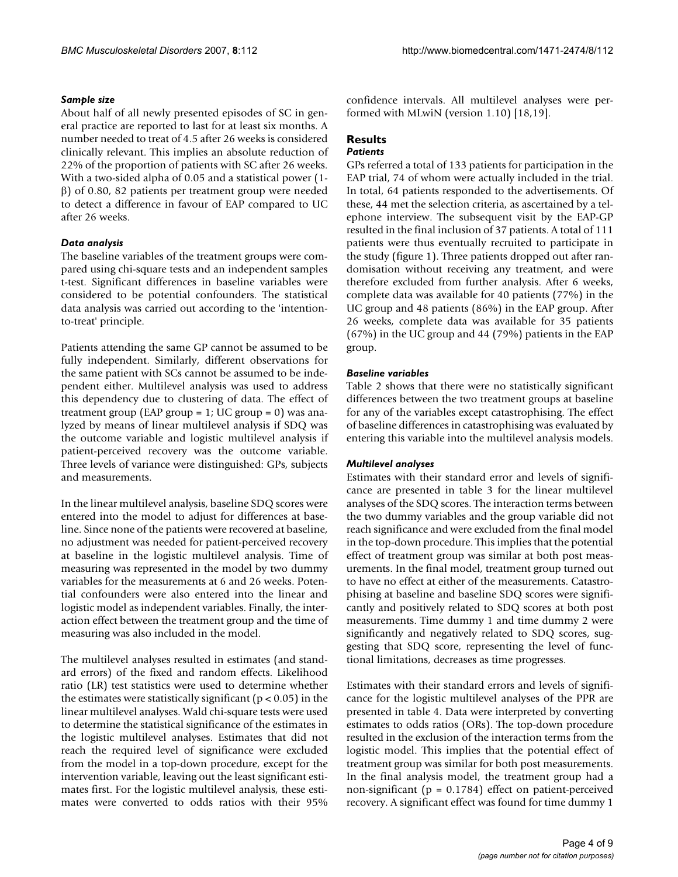### Sample size

About half of all newly presented episodes of SC in general practice are reported to last for at least six months. A number needed to treat of 4.5 after 26 weeks is considered clinically relevant. This implies an absolute reduction of 22% of the proportion of patients with SC after 26 weeks. With a two-sided alpha of 0.05 and a statistical power (1-β) of 0.80, 82 patients per treatment group were needed to detect a difference in favour of EAP compared to UC after 26 weeks.

### Data analysis

The baseline variables of the treatment groups were compared using chi-square tests and an independent samples t-test. Significant differences in baseline variables were considered to be potential confounders. The statistical data analysis was carried out according to the 'intention-to-treat' principle.

Patients attending the same GP cannot be assumed to be fully independent. Similarly, different observations for the same patient with SCs cannot be assumed to be independent either. Multilevel analysis was used to address this dependency due to clustering of data. The effect of treatment group (EAP group = 1; UC group = 0) was analyzed by means of linear multilevel analysis if SDQ was the outcome variable and logistic multilevel analysis if patient-perceived recovery was the outcome variable. Three levels of variance were distinguished: GPs, subjects and measurements.

In the linear multilevel analysis, baseline SDQ scores were entered into the model to adjust for differences at baseline. Since none of the patients were recovered at baseline, no adjustment was needed for patient-perceived recovery at baseline in the logistic multilevel analysis. Time of measuring was represented in the model by two dummy variables for the measurements at 6 and 26 weeks. Potential confounders were also entered into the linear and logistic model as independent variables. Finally, the interaction effect between the treatment group and the time of measuring was also included in the model.

The multilevel analyses resulted in estimates (and standard errors) of the fixed and random effects. Likelihood ratio (LR) test statistics were used to determine whether the estimates were statistically significant ($p < 0.05$) in the linear multilevel analyses. Wald chi-square tests were used to determine the statistical significance of the estimates in the logistic multilevel analyses. Estimates that did not reach the required level of significance were excluded from the model in a top-down procedure, except for the intervention variable, leaving out the least significant estimates first. For the logistic multilevel analysis, these estimates were converted to odds ratios with their 95% confidence intervals. All multilevel analyses were performed with MLwiN (version 1.10) [18,19].

## Results

### Patients

GPs referred a total of 133 patients for participation in the EAP trial, 74 of whom were actually included in the trial. In total, 64 patients responded to the advertisements. Of these, 44 met the selection criteria, as ascertained by a telephone interview. The subsequent visit by the EAP-GP resulted in the final inclusion of 37 patients. A total of 111 patients were thus eventually recruited to participate in the study (figure 1). Three patients dropped out after randomisation without receiving any treatment, and were therefore excluded from further analysis. After 6 weeks, complete data was available for 40 patients (77%) in the UC group and 48 patients (86%) in the EAP group. After 26 weeks, complete data was available for 35 patients (67%) in the UC group and 44 (79%) patients in the EAP group.

### Baseline variables

Table 2 shows that there were no statistically significant differences between the two treatment groups at baseline for any of the variables except catastrophising. The effect of baseline differences in catastrophising was evaluated by entering this variable into the multilevel analysis models.

### Multilevel analyses

Estimates with their standard error and levels of significance are presented in table 3 for the linear multilevel analyses of the SDQ scores. The interaction terms between the two dummy variables and the group variable did not reach significance and were excluded from the final model in the top-down procedure. This implies that the potential effect of treatment group was similar at both post measurements. In the final model, treatment group turned out to have no effect at either of the measurements. Catastrophising at baseline and baseline SDQ scores were significantly and positively related to SDQ scores at both post measurements. Time dummy 1 and time dummy 2 were significantly and negatively related to SDQ scores, suggesting that SDQ score, representing the level of functional limitations, decreases as time progresses.

Estimates with their standard errors and levels of significance for the logistic multilevel analyses of the PPR are presented in table 4. Data were interpreted by converting estimates to odds ratios (ORs). The top-down procedure resulted in the exclusion of the interaction terms from the logistic model. This implies that the potential effect of treatment group was similar for both post measurements. In the final analysis model, the treatment group had a non-significant ($p = 0.1784$) effect on patient-perceived recovery. A significant effect was found for time dummy 1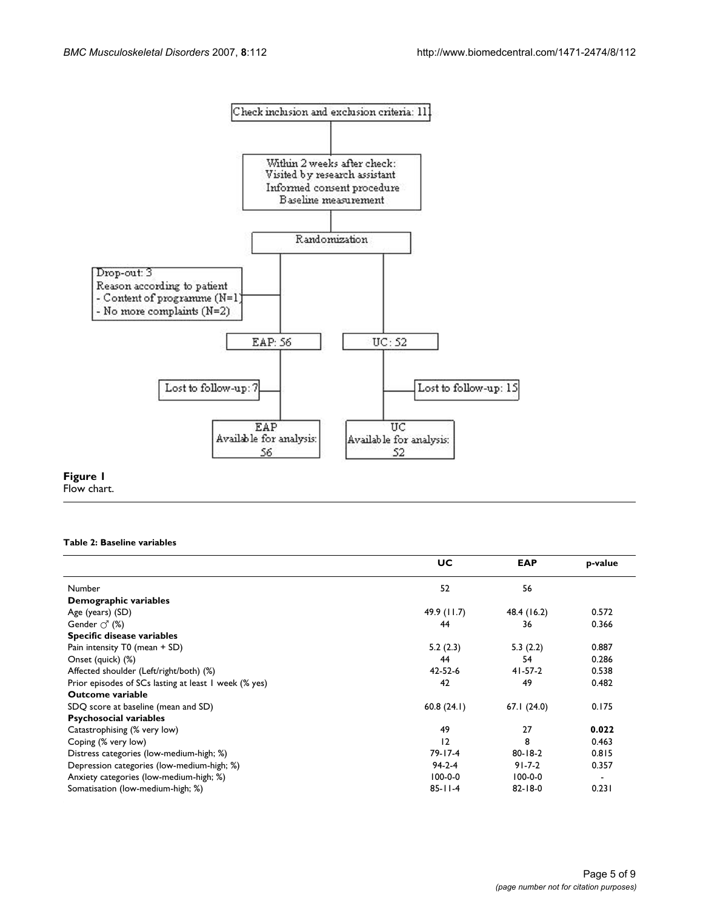Check inclusion and exclusion criteria: 111

Within 2 weeks after check:
Visited by research assistant
Informed consent procedure
Baseline measurement

Randomization

Drop-out: 3
Reason according to patient
- Content of programme (N=1)
- No more complaints (N=2)

EAP: 56

UC: 52

Lost to follow-up: 7

Lost to follow-up: 15

EAP
Available for analysis:
56

UC
Available for analysis:
52

**Figure 1**
Flow chart.

**Table 2: Baseline variables**

| | UC | EAP | p-value |
|---|---|---|---|
| Number | 52 | 56 | |
| **Demographic variables** | | | |
| Age (years) (SD) | 49.9 (11.7) | 48.4 (16.2) | 0.572 |
| Gender ♂ (%) | 44 | 36 | 0.366 |
| **Specific disease variables** | | | |
| Pain intensity T0 (mean + SD) | 5.2 (2.3) | 5.3 (2.2) | 0.887 |
| Onset (quick) (%) | 44 | 54 | 0.286 |
| Affected shoulder (Left/right/both) (%) | 42-52-6 | 41-57-2 | 0.538 |
| Prior episodes of SCs lasting at least 1 week (% yes) | 42 | 49 | 0.482 |
| **Outcome variable** | | | |
| SDQ score at baseline (mean and SD) | 60.8 (24.1) | 67.1 (24.0) | 0.175 |
| **Psychosocial variables** | | | |
| Catastrophising (% very low) | 49 | 27 | **0.022** |
| Coping (% very low) | 12 | 8 | 0.463 |
| Distress categories (low-medium-high; %) | 79-17-4 | 80-18-2 | 0.815 |
| Depression categories (low-medium-high; %) | 94-2-4 | 91-7-2 | 0.357 |
| Anxiety categories (low-medium-high; %) | 100-0-0 | 100-0-0 | - |
| Somatisation (low-medium-high; %) | 85-11-4 | 82-18-0 | 0.231 |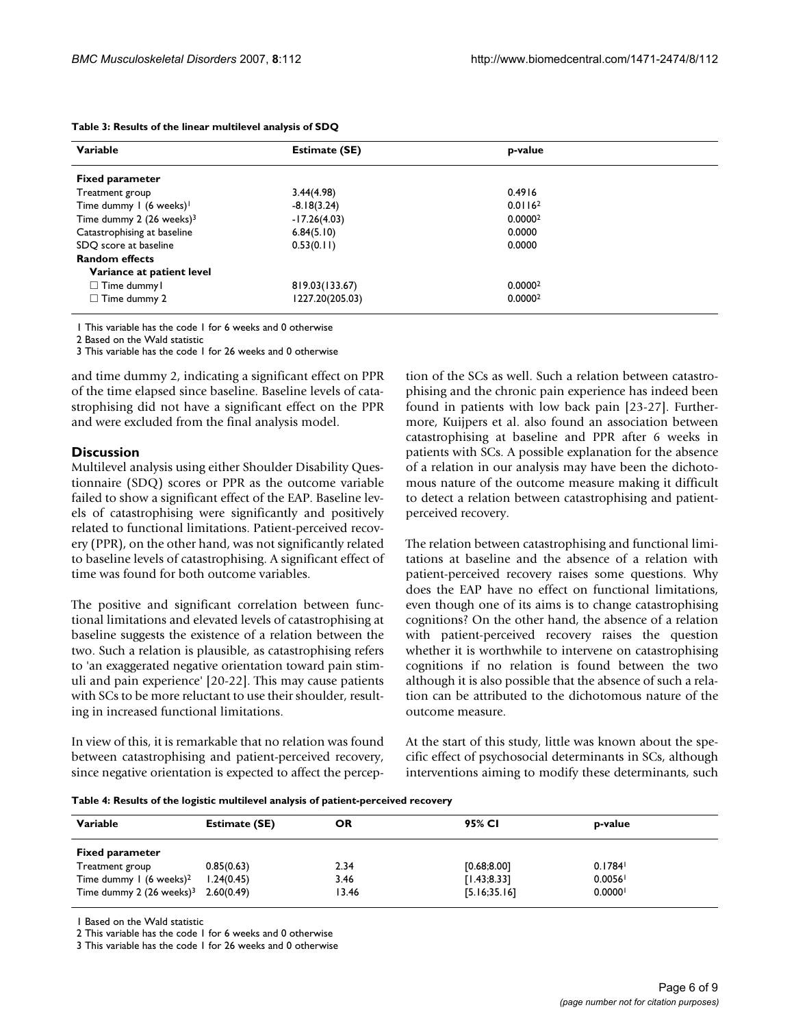**Table 3: Results of the linear multilevel analysis of SDQ**

| Variable | Estimate (SE) | p-value |
| --- | --- | --- |
| **Fixed parameter** | | |
| Treatment group | 3.44(4.98) | 0.4916 |
| Time dummy 1 (6 weeks)[1] | -8.18(3.24) | 0.0116[2] |
| Time dummy 2 (26 weeks)[3] | -17.26(4.03) | 0.0000[2] |
| Catastrophising at baseline | 6.84(5.10) | 0.0000 |
| SDQ score at baseline | 0.53(0.11) | 0.0000 |
| **Random effects** | | |
| **Variance at patient level** | | |
| □ Time dummy1 | 819.03(133.67) | 0.0000[2] |
| □ Time dummy 2 | 1227.20(205.03) | 0.0000[2] |

1 This variable has the code 1 for 6 weeks and 0 otherwise

2 Based on the Wald statistic

3 This variable has the code 1 for 26 weeks and 0 otherwise

and time dummy 2, indicating a significant effect on PPR of the time elapsed since baseline. Baseline levels of catastrophising did not have a significant effect on the PPR and were excluded from the final analysis model.

## Discussion

Multilevel analysis using either Shoulder Disability Questionnaire (SDQ) scores or PPR as the outcome variable failed to show a significant effect of the EAP. Baseline levels of catastrophising were significantly and positively related to functional limitations. Patient-perceived recovery (PPR), on the other hand, was not significantly related to baseline levels of catastrophising. A significant effect of time was found for both outcome variables.

The positive and significant correlation between functional limitations and elevated levels of catastrophising at baseline suggests the existence of a relation between the two. Such a relation is plausible, as catastrophising refers to 'an exaggerated negative orientation toward pain stimuli and pain experience' [20-22]. This may cause patients with SCs to be more reluctant to use their shoulder, resulting in increased functional limitations.

In view of this, it is remarkable that no relation was found between catastrophising and patient-perceived recovery, since negative orientation is expected to affect the perception of the SCs as well. Such a relation between catastrophising and the chronic pain experience has indeed been found in patients with low back pain [23-27]. Furthermore, Kuijpers et al. also found an association between catastrophising at baseline and PPR after 6 weeks in patients with SCs. A possible explanation for the absence of a relation in our analysis may have been the dichotomous nature of the outcome measure making it difficult to detect a relation between catastrophising and patient-perceived recovery.

The relation between catastrophising and functional limitations at baseline and the absence of a relation with patient-perceived recovery raises some questions. Why does the EAP have no effect on functional limitations, even though one of its aims is to change catastrophising cognitions? On the other hand, the absence of a relation with patient-perceived recovery raises the question whether it is worthwhile to intervene on catastrophising cognitions if no relation is found between the two although it is also possible that the absence of such a relation can be attributed to the dichotomous nature of the outcome measure.

At the start of this study, little was known about the specific effect of psychosocial determinants in SCs, although interventions aiming to modify these determinants, such

**Table 4: Results of the logistic multilevel analysis of patient-perceived recovery**

| Variable | Estimate (SE) | OR | 95% CI | p-value |
| --- | --- | --- | --- | --- |
| **Fixed parameter** | | | | |
| Treatment group | 0.85(0.63) | 2.34 | [0.68;8.00] | 0.1784[1] |
| Time dummy 1 (6 weeks)[2] | 1.24(0.45) | 3.46 | [1.43;8.33] | 0.0056[1] |
| Time dummy 2 (26 weeks)[3] | 2.60(0.49) | 13.46 | [5.16;35.16] | 0.0000[1] |

1 Based on the Wald statistic

2 This variable has the code 1 for 6 weeks and 0 otherwise

3 This variable has the code 1 for 26 weeks and 0 otherwise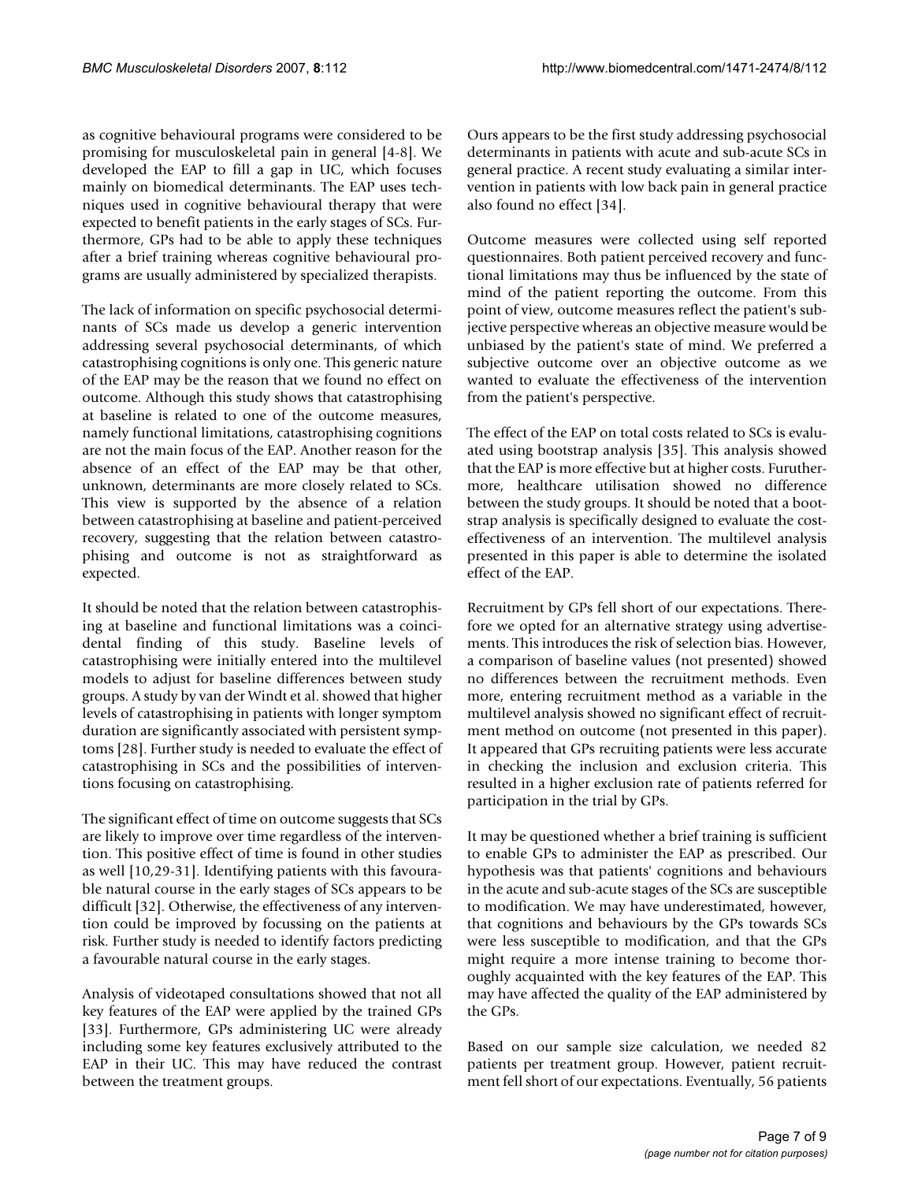as cognitive behavioural programs were considered to be promising for musculoskeletal pain in general [4-8]. We developed the EAP to fill a gap in UC, which focuses mainly on biomedical determinants. The EAP uses techniques used in cognitive behavioural therapy that were expected to benefit patients in the early stages of SCs. Furthermore, GPs had to be able to apply these techniques after a brief training whereas cognitive behavioural programs are usually administered by specialized therapists.

The lack of information on specific psychosocial determinants of SCs made us develop a generic intervention addressing several psychosocial determinants, of which catastrophising cognitions is only one. This generic nature of the EAP may be the reason that we found no effect on outcome. Although this study shows that catastrophising at baseline is related to one of the outcome measures, namely functional limitations, catastrophising cognitions are not the main focus of the EAP. Another reason for the absence of an effect of the EAP may be that other, unknown, determinants are more closely related to SCs. This view is supported by the absence of a relation between catastrophising at baseline and patient-perceived recovery, suggesting that the relation between catastrophising and outcome is not as straightforward as expected.

It should be noted that the relation between catastrophising at baseline and functional limitations was a coincidental finding of this study. Baseline levels of catastrophising were initially entered into the multilevel models to adjust for baseline differences between study groups. A study by van der Windt et al. showed that higher levels of catastrophising in patients with longer symptom duration are significantly associated with persistent symptoms [28]. Further study is needed to evaluate the effect of catastrophising in SCs and the possibilities of interventions focusing on catastrophising.

The significant effect of time on outcome suggests that SCs are likely to improve over time regardless of the intervention. This positive effect of time is found in other studies as well [10,29-31]. Identifying patients with this favourable natural course in the early stages of SCs appears to be difficult [32]. Otherwise, the effectiveness of any intervention could be improved by focussing on the patients at risk. Further study is needed to identify factors predicting a favourable natural course in the early stages.

Analysis of videotaped consultations showed that not all key features of the EAP were applied by the trained GPs [33]. Furthermore, GPs administering UC were already including some key features exclusively attributed to the EAP in their UC. This may have reduced the contrast between the treatment groups.

Ours appears to be the first study addressing psychosocial determinants in patients with acute and sub-acute SCs in general practice. A recent study evaluating a similar intervention in patients with low back pain in general practice also found no effect [34].

Outcome measures were collected using self reported questionnaires. Both patient perceived recovery and functional limitations may thus be influenced by the state of mind of the patient reporting the outcome. From this point of view, outcome measures reflect the patient's subjective perspective whereas an objective measure would be unbiased by the patient's state of mind. We preferred a subjective outcome over an objective outcome as we wanted to evaluate the effectiveness of the intervention from the patient's perspective.

The effect of the EAP on total costs related to SCs is evaluated using bootstrap analysis [35]. This analysis showed that the EAP is more effective but at higher costs. Furuthermore, healthcare utilisation showed no difference between the study groups. It should be noted that a bootstrap analysis is specifically designed to evaluate the cost-effectiveness of an intervention. The multilevel analysis presented in this paper is able to determine the isolated effect of the EAP.

Recruitment by GPs fell short of our expectations. Therefore we opted for an alternative strategy using advertisements. This introduces the risk of selection bias. However, a comparison of baseline values (not presented) showed no differences between the recruitment methods. Even more, entering recruitment method as a variable in the multilevel analysis showed no significant effect of recruitment method on outcome (not presented in this paper). It appeared that GPs recruiting patients were less accurate in checking the inclusion and exclusion criteria. This resulted in a higher exclusion rate of patients referred for participation in the trial by GPs.

It may be questioned whether a brief training is sufficient to enable GPs to administer the EAP as prescribed. Our hypothesis was that patients' cognitions and behaviours in the acute and sub-acute stages of the SCs are susceptible to modification. We may have underestimated, however, that cognitions and behaviours by the GPs towards SCs were less susceptible to modification, and that the GPs might require a more intense training to become thoroughly acquainted with the key features of the EAP. This may have affected the quality of the EAP administered by the GPs.

Based on our sample size calculation, we needed 82 patients per treatment group. However, patient recruitment fell short of our expectations. Eventually, 56 patients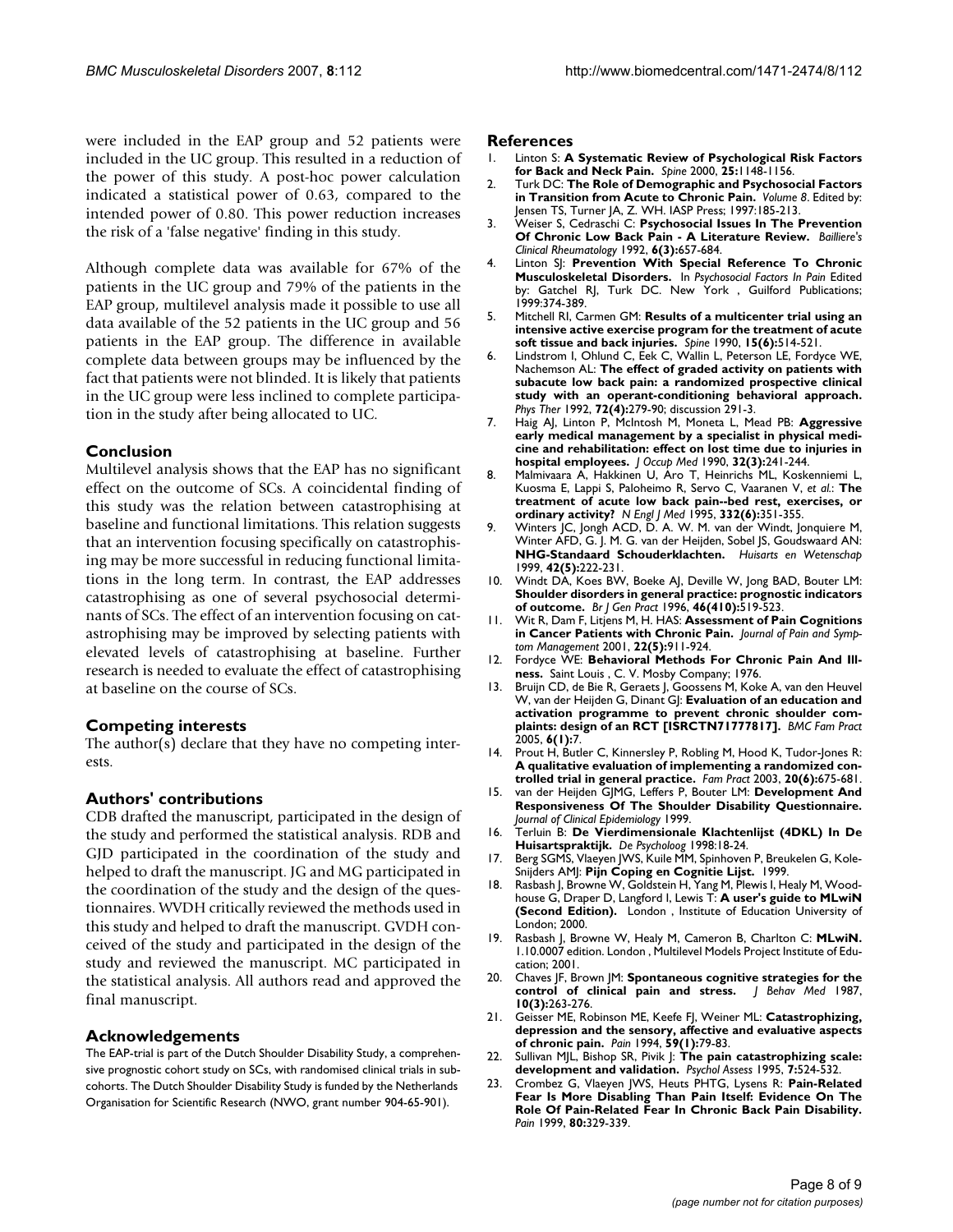were included in the EAP group and 52 patients were included in the UC group. This resulted in a reduction of the power of this study. A post-hoc power calculation indicated a statistical power of 0.63, compared to the intended power of 0.80. This power reduction increases the risk of a 'false negative' finding in this study.

Although complete data was available for 67% of the patients in the UC group and 79% of the patients in the EAP group, multilevel analysis made it possible to use all data available of the 52 patients in the UC group and 56 patients in the EAP group. The difference in available complete data between groups may be influenced by the fact that patients were not blinded. It is likely that patients in the UC group were less inclined to complete participation in the study after being allocated to UC.

## Conclusion

Multilevel analysis shows that the EAP has no significant effect on the outcome of SCs. A coincidental finding of this study was the relation between catastrophising at baseline and functional limitations. This relation suggests that an intervention focusing specifically on catastrophising may be more successful in reducing functional limitations in the long term. In contrast, the EAP addresses catastrophising as one of several psychosocial determinants of SCs. The effect of an intervention focusing on catastrophising may be improved by selecting patients with elevated levels of catastrophising at baseline. Further research is needed to evaluate the effect of catastrophising at baseline on the course of SCs.

## Competing interests

The author(s) declare that they have no competing interests.

## Authors' contributions

CDB drafted the manuscript, participated in the design of the study and performed the statistical analysis. RDB and GJD participated in the coordination of the study and helped to draft the manuscript. JG and MG participated in the coordination of the study and the design of the questionnaires. WVDH critically reviewed the methods used in this study and helped to draft the manuscript. GVDH conceived of the study and participated in the design of the study and reviewed the manuscript. MC participated in the statistical analysis. All authors read and approved the final manuscript.

## Acknowledgements

The EAP-trial is part of the Dutch Shoulder Disability Study, a comprehensive prognostic cohort study on SCs, with randomised clinical trials in subcohorts. The Dutch Shoulder Disability Study is funded by the Netherlands Organisation for Scientific Research (NWO, grant number 904-65-901).

## References

1. Linton S: **A Systematic Review of Psychological Risk Factors for Back and Neck Pain.** *Spine* 2000, **25:**1148-1156.
2. Turk DC: **The Role of Demographic and Psychosocial Factors in Transition from Acute to Chronic Pain.** *Volume 8*. Edited by: Jensen TS, Turner JA, Z. WH. IASP Press; 1997:185-213.
3. Weiser S, Cedraschi C: **Psychosocial Issues In The Prevention Of Chronic Low Back Pain - A Literature Review.** *Bailliere's Clinical Rheumatology* 1992, **6(3):**657-684.
4. Linton SJ: **Prevention With Special Reference To Chronic Musculoskeletal Disorders.** In *Psychosocial Factors In Pain* Edited by: Gatchel RJ, Turk DC. New York , Guilford Publications; 1999:374-389.
5. Mitchell RI, Carmen GM: **Results of a multicenter trial using an intensive active exercise program for the treatment of acute soft tissue and back injuries.** *Spine* 1990, **15(6):**514-521.
6. Lindstrom I, Ohlund C, Eek C, Wallin L, Peterson LE, Fordyce WE, Nachemson AL: **The effect of graded activity on patients with subacute low back pain: a randomized prospective clinical study with an operant-conditioning behavioral approach.** *Phys Ther* 1992, **72(4):**279-90; discussion 291-3.
7. Haig AJ, Linton P, McIntosh M, Moneta L, Mead PB: **Aggressive early medical management by a specialist in physical medicine and rehabilitation: effect on lost time due to injuries in hospital employees.** *J Occup Med* 1990, **32(3):**241-244.
8. Malmivaara A, Hakkinen U, Aro T, Heinrichs ML, Koskenniemi L, Kuosma E, Lappi S, Paloheimo R, Servo C, Vaaranen V, *et al.*: **The treatment of acute low back pain--bed rest, exercises, or ordinary activity?** *N Engl J Med* 1995, **332(6):**351-355.
9. Winters JC, Jongh ACD, D. A. W. M. van der Windt, Jonquiere M, Winter AFD, G. J. M. G. van der Heijden, Sobel JS, Goudswaard AN: **NHG-Standaard Schouderklachten.** *Huisarts en Wetenschap* 1999, **42(5):**222-231.
10. Windt DA, Koes BW, Boeke AJ, Deville W, Jong BAD, Bouter LM: **Shoulder disorders in general practice: prognostic indicators of outcome.** *Br J Gen Pract* 1996, **46(410):**519-523.
11. Wit R, Dam F, Litjens M, H. HAS: **Assessment of Pain Cognitions in Cancer Patients with Chronic Pain.** *Journal of Pain and Symptom Management* 2001, **22(5):**911-924.
12. Fordyce WE: **Behavioral Methods For Chronic Pain And Illness.** Saint Louis , C. V. Mosby Company; 1976.
13. Bruijn CD, de Bie R, Geraets J, Goossens M, Koke A, van den Heuvel W, van der Heijden G, Dinant GJ: **Evaluation of an education and activation programme to prevent chronic shoulder complaints: design of an RCT [ISRCTN71777817].** *BMC Fam Pract* 2005, **6(1):**7.
14. Prout H, Butler C, Kinnersley P, Robling M, Hood K, Tudor-Jones R: **A qualitative evaluation of implementing a randomized controlled trial in general practice.** *Fam Pract* 2003, **20(6):**675-681.
15. van der Heijden GJMG, Leffers P, Bouter LM: **Development And Responsiveness Of The Shoulder Disability Questionnaire.** *Journal of Clinical Epidemiology* 1999.
16. Terluin B: **De Vierdimensionale Klachtenlijst (4DKL) In De Huisartspraktijk.** *De Psycholoog* 1998:18-24.
17. Berg SGMS, Vlaeyen JWS, Kuile MM, Spinhoven P, Breukelen G, Kole-Snijders AMJ: **Pijn Coping en Cognitie Lijst.** 1999.
18. Rasbash J, Browne W, Goldstein H, Yang M, Plewis I, Healy M, Woodhouse G, Draper D, Langford I, Lewis T: **A user's guide to MLwiN (Second Edition).** London , Institute of Education University of London; 2000.
19. Rasbash J, Browne W, Healy M, Cameron B, Charlton C: **MLwiN.** 1.10.0007 edition. London , Multilevel Models Project Institute of Education; 2001.
20. Chaves JF, Brown JM: **Spontaneous cognitive strategies for the control of clinical pain and stress.** *J Behav Med* 1987, **10(3):**263-276.
21. Geisser ME, Robinson ME, Keefe FJ, Weiner ML: **Catastrophizing, depression and the sensory, affective and evaluative aspects of chronic pain.** *Pain* 1994, **59(1):**79-83.
22. Sullivan MJL, Bishop SR, Pivik J: **The pain catastrophizing scale: development and validation.** *Psychol Assess* 1995, **7:**524-532.
23. Crombez G, Vlaeyen JWS, Heuts PHTG, Lysens R: **Pain-Related Fear Is More Disabling Than Pain Itself: Evidence On The Role Of Pain-Related Fear In Chronic Back Pain Disability.** *Pain* 1999, **80:**329-339.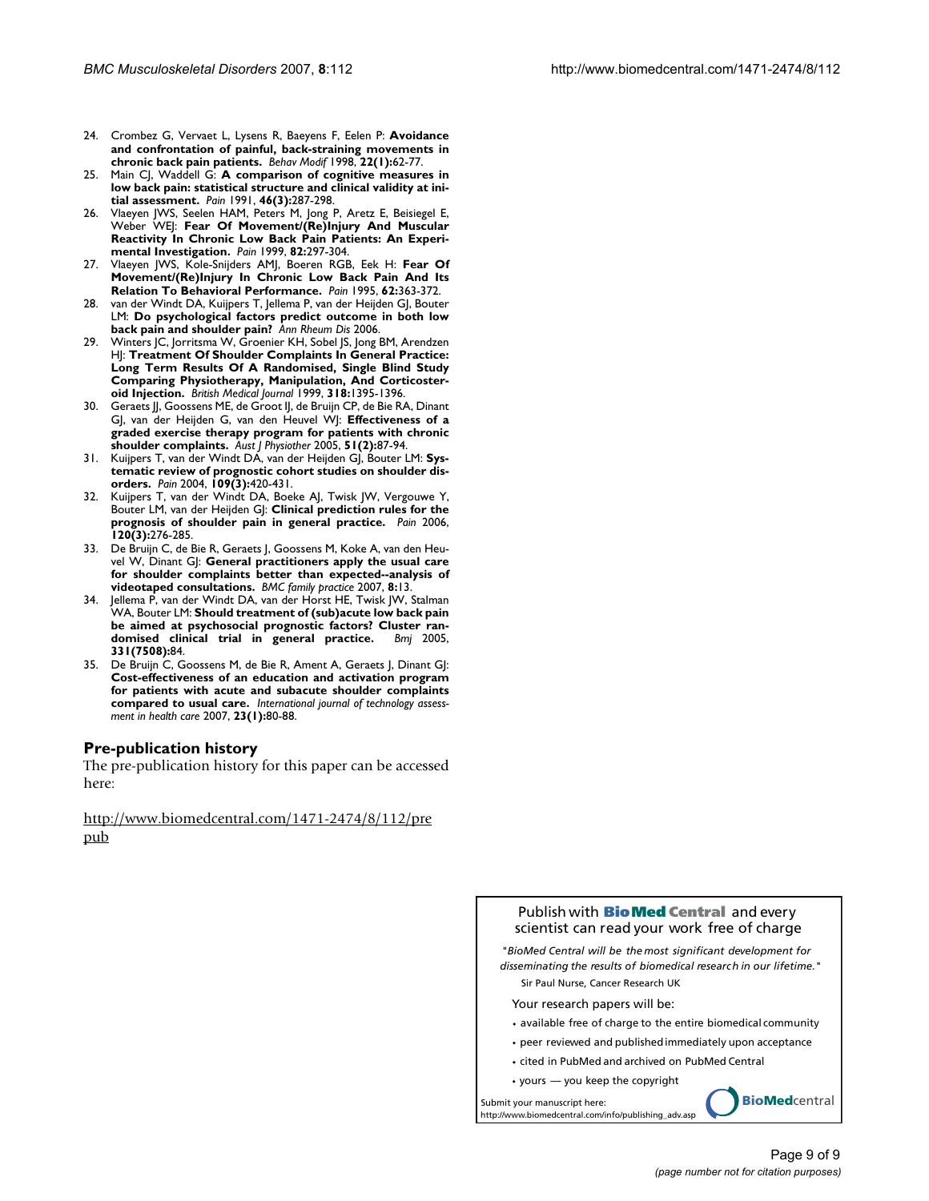24. Crombez G, Vervaet L, Lysens R, Baeyens F, Eelen P: **Avoidance and confrontation of painful, back-straining movements in chronic back pain patients.** *Behav Modif* 1998, **22(1):**62-77.
25. Main CJ, Waddell G: **A comparison of cognitive measures in low back pain: statistical structure and clinical validity at initial assessment.** *Pain* 1991, **46(3):**287-298.
26. Vlaeyen JWS, Seelen HAM, Peters M, Jong P, Aretz E, Beisiegel E, Weber WEJ: **Fear Of Movement/(Re)Injury And Muscular Reactivity In Chronic Low Back Pain Patients: An Experimental Investigation.** *Pain* 1999, **82:**297-304.
27. Vlaeyen JWS, Kole-Snijders AMJ, Boeren RGB, Eek H: **Fear Of Movement/(Re)Injury In Chronic Low Back Pain And Its Relation To Behavioral Performance.** *Pain* 1995, **62:**363-372.
28. van der Windt DA, Kuijpers T, Jellema P, van der Heijden GJ, Bouter LM: **Do psychological factors predict outcome in both low back pain and shoulder pain?** *Ann Rheum Dis* 2006.
29. Winters JC, Jorritsma W, Groenier KH, Sobel JS, Jong BM, Arendzen HJ: **Treatment Of Shoulder Complaints In General Practice: Long Term Results Of A Randomised, Single Blind Study Comparing Physiotherapy, Manipulation, And Corticosteroid Injection.** *British Medical Journal* 1999, **318:**1395-1396.
30. Geraets JJ, Goossens ME, de Groot IJ, de Bruijn CP, de Bie RA, Dinant GJ, van der Heijden G, van den Heuvel WJ: **Effectiveness of a graded exercise therapy program for patients with chronic shoulder complaints.** *Aust J Physiother* 2005, **51(2):**87-94.
31. Kuijpers T, van der Windt DA, van der Heijden GJ, Bouter LM: **Systematic review of prognostic cohort studies on shoulder disorders.** *Pain* 2004, **109(3):**420-431.
32. Kuijpers T, van der Windt DA, Boeke AJ, Twisk JW, Vergouwe Y, Bouter LM, van der Heijden GJ: **Clinical prediction rules for the prognosis of shoulder pain in general practice.** *Pain* 2006, **120(3):**276-285.
33. De Bruijn C, de Bie R, Geraets J, Goossens M, Koke A, van den Heuvel W, Dinant GJ: **General practitioners apply the usual care for shoulder complaints better than expected--analysis of videotaped consultations.** *BMC family practice* 2007, **8:**13.
34. Jellema P, van der Windt DA, van der Horst HE, Twisk JW, Stalman WA, Bouter LM: **Should treatment of (sub)acute low back pain be aimed at psychosocial prognostic factors? Cluster randomised clinical trial in general practice.** *Bmj* 2005, **331(7508):**84.
35. De Bruijn C, Goossens M, de Bie R, Ament A, Geraets J, Dinant GJ: **Cost-effectiveness of an education and activation program for patients with acute and subacute shoulder complaints compared to usual care.** *International journal of technology assessment in health care* 2007, **23(1):**80-88.

## Pre-publication history

The pre-publication history for this paper can be accessed here:

http://www.biomedcentral.com/1471-2474/8/112/prepub

Publish with **BioMed Central** and every scientist can read your work free of charge

*"BioMed Central will be the most significant development for disseminating the results of biomedical research in our lifetime."*

Sir Paul Nurse, Cancer Research UK

Your research papers will be:

- available free of charge to the entire biomedical community
- peer reviewed and published immediately upon acceptance
- cited in PubMed and archived on PubMed Central
- yours — you keep the copyright

Submit your manuscript here:
http://www.biomedcentral.com/info/publishing_adv.asp

BioMedcentral